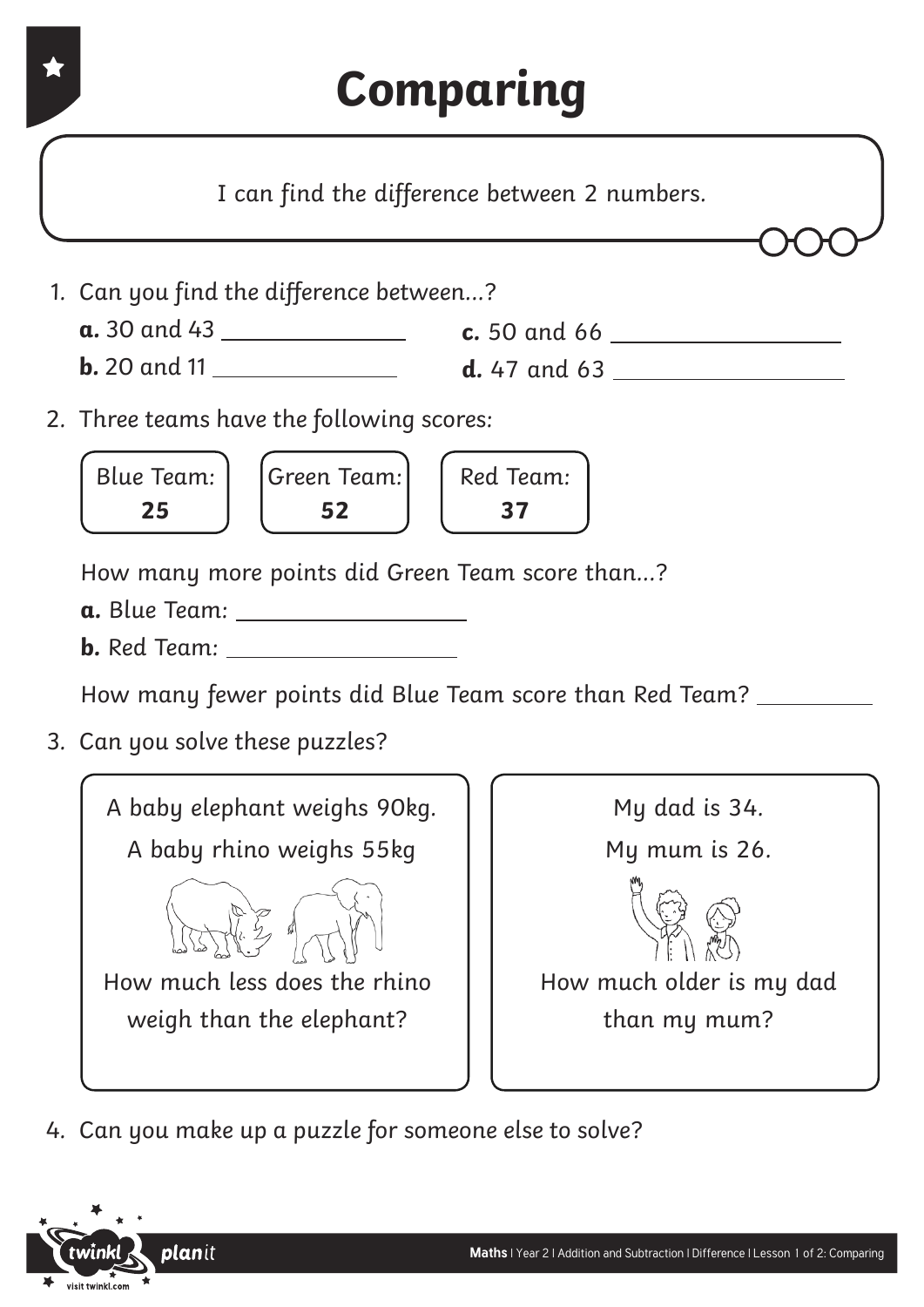# Comparing

I can find the difference between 2 numbers.

1. Can you find the difference between...?

   **a.** 30 and 43 ______________

   **b.** 20 and 11 ______________

   **c.** 50 and 66 ______________

   **d.** 47 and 63 ______________

2. Three teams have the following scores:

   | Blue Team: | Green Team: | Red Team: |
   |---|---|---|
   | **25** | **52** | **37** |

   How many more points did Green Team score than...?

   **a.** Blue Team: ______________

   **b.** Red Team: ______________

   How many fewer points did Blue Team score than Red Team? __________

3. Can you solve these puzzles?

   A baby elephant weighs 90kg.
   A baby rhino weighs 55kg
   How much less does the rhino weigh than the elephant?

   My dad is 34.
   My mum is 26.
   How much older is my dad than my mum?

4. Can you make up a puzzle for someone else to solve?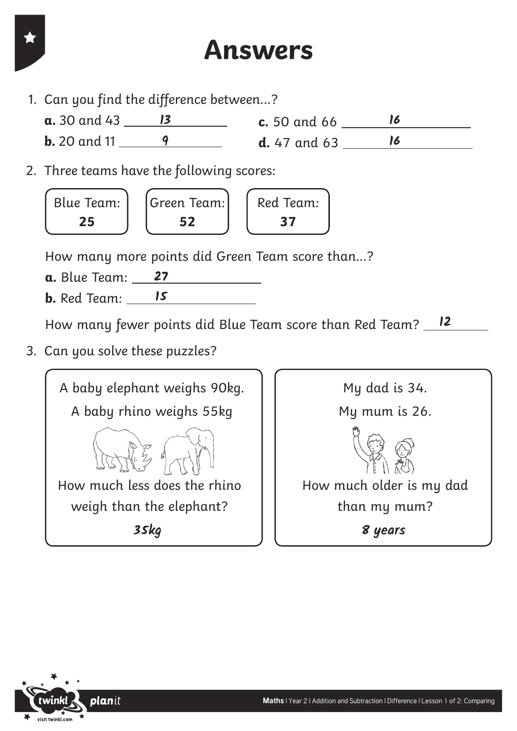# Answers

1. Can you find the difference between...?

   **a.** 30 and 43 ___13___

   **b.** 20 and 11 ___9___

   **c.** 50 and 66 ___16___

   **d.** 47 and 63 ___16___

2. Three teams have the following scores:

   | Blue Team: | Green Team: | Red Team: |
   |---|---|---|
   | **25** | **52** | **37** |

   How many more points did Green Team score than...?

   **a.** Blue Team: ___27___

   **b.** Red Team: ___15___

   How many fewer points did Blue Team score than Red Team? ___12___

3. Can you solve these puzzles?

   A baby elephant weighs 90kg.
   A baby rhino weighs 55kg

   How much less does the rhino weigh than the elephant?

   ***35kg***

   My dad is 34.
   My mum is 26.

   How much older is my dad than my mum?

   ***8 years***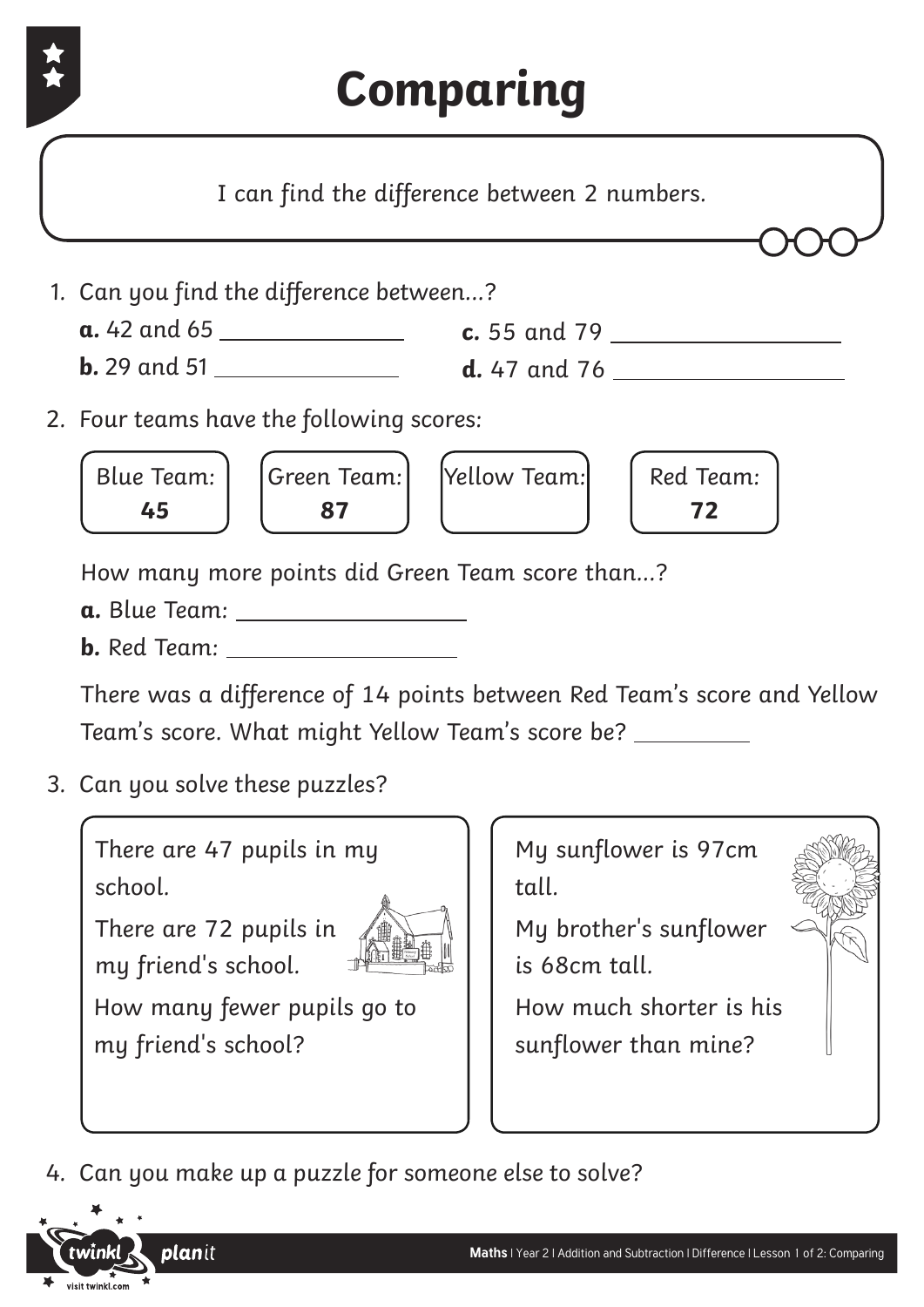# Comparing

I can find the difference between 2 numbers.

1. Can you find the difference between…?

   **a.** 42 and 65 \_\_\_\_\_\_\_\_\_\_\_\_\_\_

   **b.** 29 and 51 \_\_\_\_\_\_\_\_\_\_\_\_\_\_

   **c.** 55 and 79 \_\_\_\_\_\_\_\_\_\_\_\_\_\_

   **d.** 47 and 76 \_\_\_\_\_\_\_\_\_\_\_\_\_\_

2. Four teams have the following scores:

| Blue Team: | Green Team: | Yellow Team: | Red Team: |
|---|---|---|---|
| **45** | **87** | | **72** |

   How many more points did Green Team score than…?

   **a.** Blue Team: \_\_\_\_\_\_\_\_\_\_\_\_\_\_

   **b.** Red Team: \_\_\_\_\_\_\_\_\_\_\_\_\_\_

   There was a difference of 14 points between Red Team's score and Yellow Team's score. What might Yellow Team's score be? \_\_\_\_\_\_\_\_

3. Can you solve these puzzles?

   There are 47 pupils in my school.
   There are 72 pupils in my friend's school.
   How many fewer pupils go to my friend's school?

   My sunflower is 97cm tall.
   My brother's sunflower is 68cm tall.
   How much shorter is his sunflower than mine?

4. Can you make up a puzzle for someone else to solve?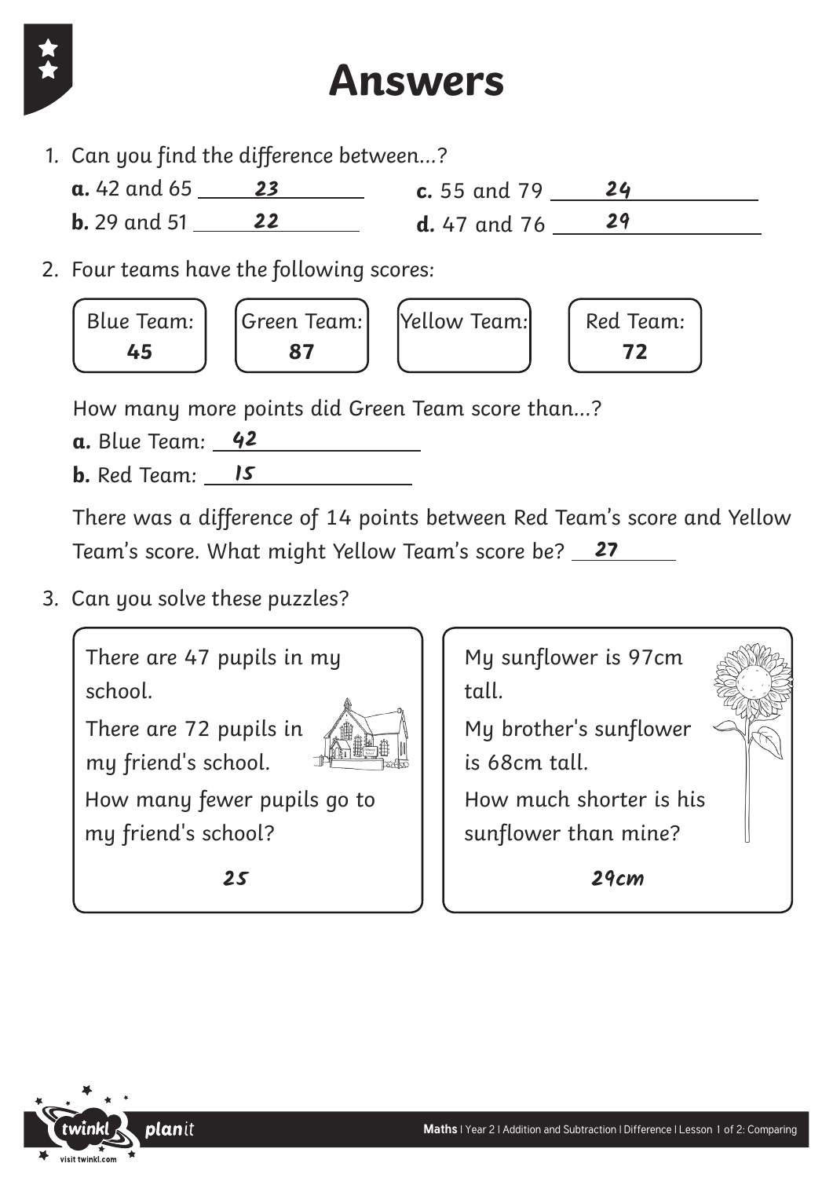# Answers

1. Can you find the difference between...?

   **a.** 42 and 65 ___23___

   **b.** 29 and 51 ___22___

   **c.** 55 and 79 ___24___

   **d.** 47 and 76 ___29___

2. Four teams have the following scores:

| Blue Team: | Green Team: | Yellow Team: | Red Team: |
|---|---|---|---|
| **45** | **87** | | **72** |

   How many more points did Green Team score than...?

   **a.** Blue Team: ___42___

   **b.** Red Team: ___15___

   There was a difference of 14 points between Red Team's score and Yellow Team's score. What might Yellow Team's score be? ___27___

3. Can you solve these puzzles?

   There are 47 pupils in my school.
   There are 72 pupils in my friend's school.
   How many fewer pupils go to my friend's school?

   **25**

   My sunflower is 97cm tall.
   My brother's sunflower is 68cm tall.
   How much shorter is his sunflower than mine?

   **29cm**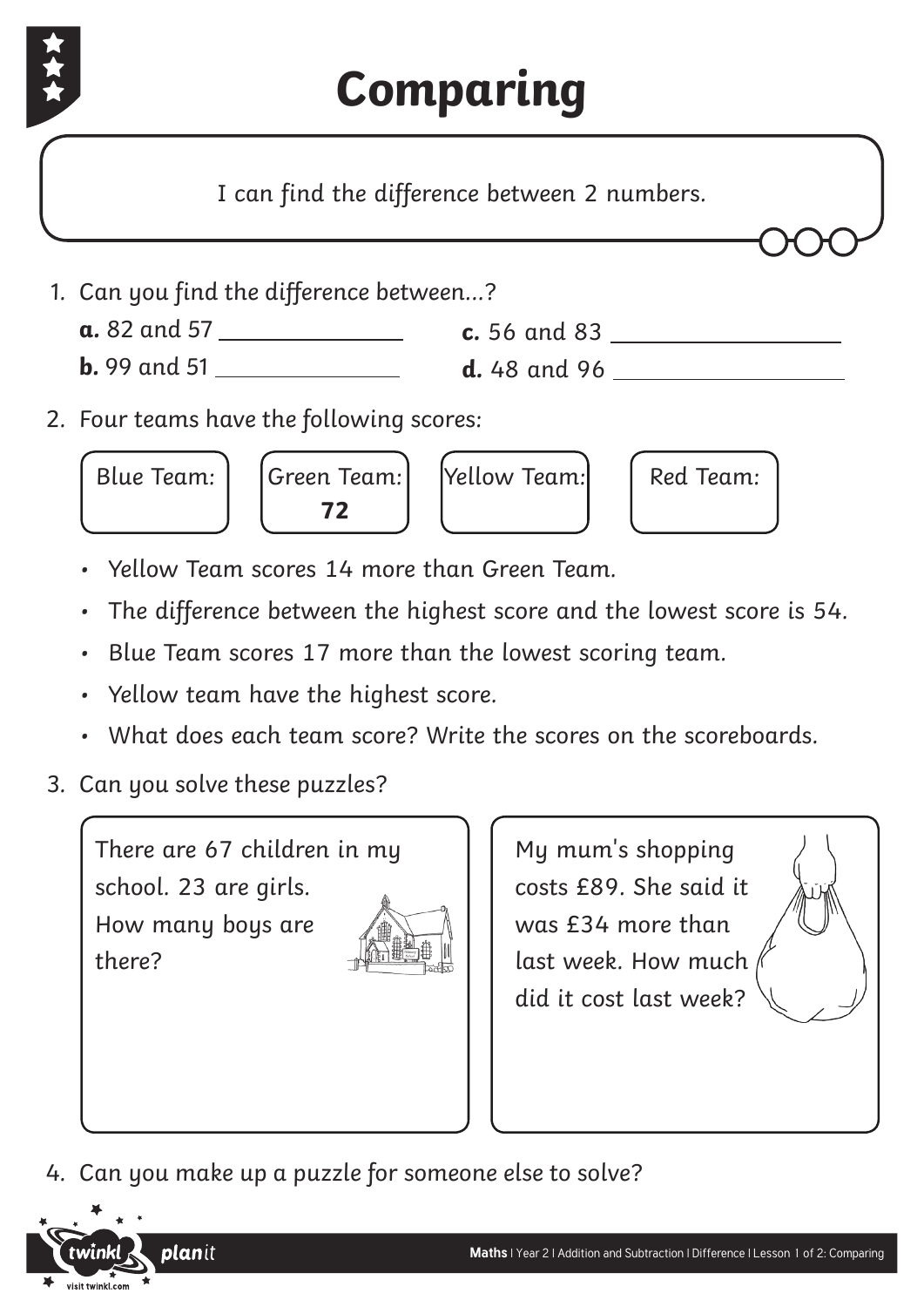# Comparing

I can find the difference between 2 numbers.

1. Can you find the difference between...?

   **a.** 82 and 57 \_\_\_\_\_\_\_\_\_\_\_\_\_\_

   **b.** 99 and 51 \_\_\_\_\_\_\_\_\_\_\_\_\_\_

   **c.** 56 and 83 \_\_\_\_\_\_\_\_\_\_\_\_\_\_

   **d.** 48 and 96 \_\_\_\_\_\_\_\_\_\_\_\_\_\_

2. Four teams have the following scores:

| Blue Team: | Green Team: | Yellow Team: | Red Team: |
|---|---|---|---|
| | **72** | | |

   - Yellow Team scores 14 more than Green Team.
   - The difference between the highest score and the lowest score is 54.
   - Blue Team scores 17 more than the lowest scoring team.
   - Yellow team have the highest score.
   - What does each team score? Write the scores on the scoreboards.

3. Can you solve these puzzles?

   There are 67 children in my school. 23 are girls. How many boys are there?

   My mum's shopping costs £89. She said it was £34 more than last week. How much did it cost last week?

4. Can you make up a puzzle for someone else to solve?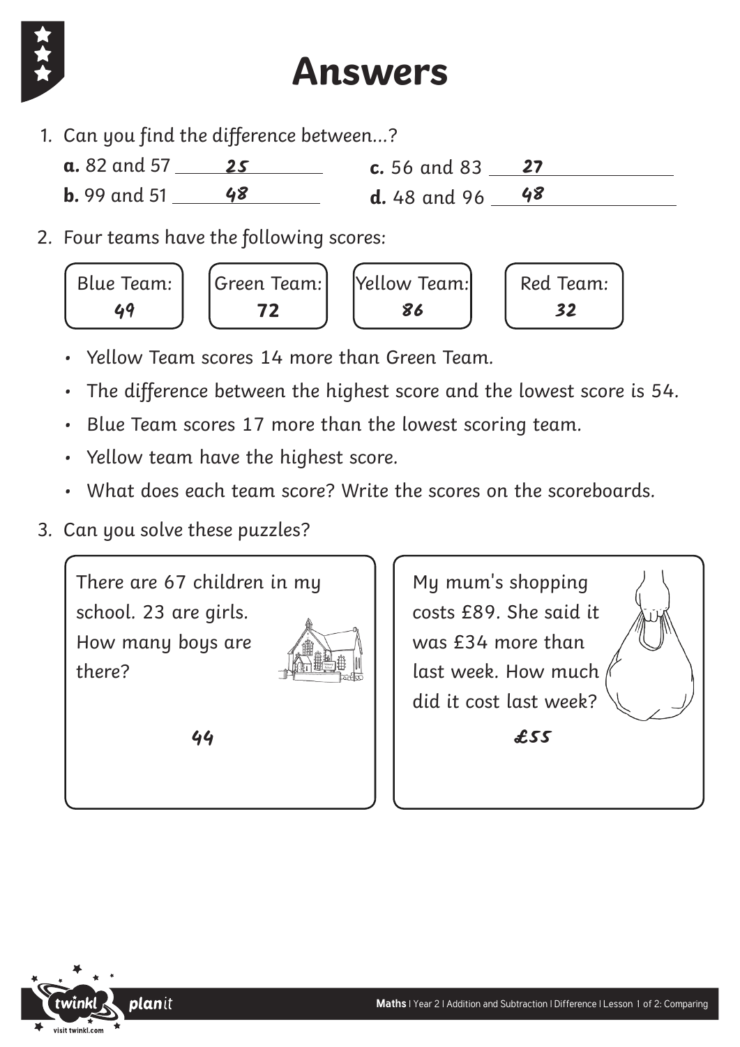# Answers

1. Can you find the difference between...?

   **a.** 82 and 57 **25**

   **b.** 99 and 51 **48**

   **c.** 56 and 83 **27**

   **d.** 48 and 96 **48**

2. Four teams have the following scores:

   Blue Team: **49**

   Green Team: **72**

   Yellow Team: **86**

   Red Team: **32**

   - Yellow Team scores 14 more than Green Team.
   - The difference between the highest score and the lowest score is 54.
   - Blue Team scores 17 more than the lowest scoring team.
   - Yellow team have the highest score.
   - What does each team score? Write the scores on the scoreboards.

3. Can you solve these puzzles?

   There are 67 children in my school. 23 are girls. How many boys are there?

   **44**

   My mum's shopping costs £89. She said it was £34 more than last week. How much did it cost last week?

   **£55**